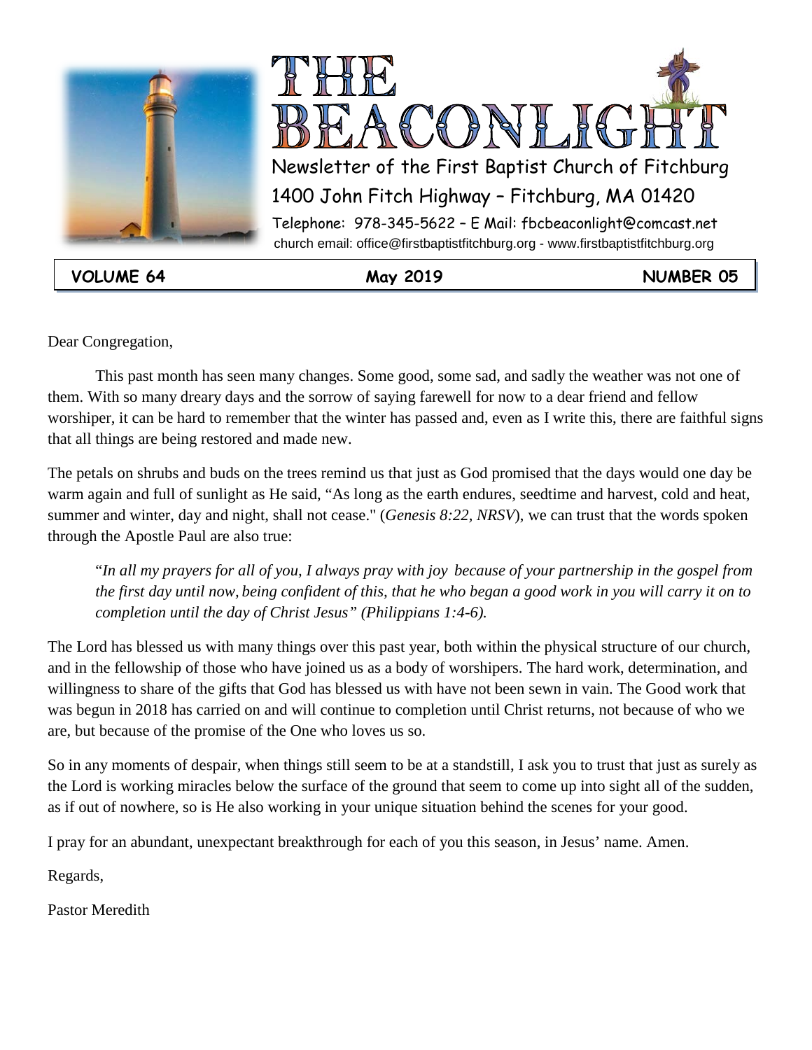# THE BEACONLIGHT

Newsletter of the First Baptist Church of Fitchburg

1400 John Fitch Highway – Fitchburg, MA 01420

Telephone: 978-345-5622 – E Mail: fbcbeaconlight@comcast.net

church email: office@firstbaptistfitchburg.org - www.firstbaptistfitchburg.org

**VOLUME 64** **May 2019** **NUMBER 05**

Dear Congregation,

This past month has seen many changes. Some good, some sad, and sadly the weather was not one of them. With so many dreary days and the sorrow of saying farewell for now to a dear friend and fellow worshiper, it can be hard to remember that the winter has passed and, even as I write this, there are faithful signs that all things are being restored and made new.

The petals on shrubs and buds on the trees remind us that just as God promised that the days would one day be warm again and full of sunlight as He said, "As long as the earth endures, seedtime and harvest, cold and heat, summer and winter, day and night, shall not cease." (*Genesis 8:22, NRSV*), we can trust that the words spoken through the Apostle Paul are also true:

> "*In all my prayers for all of you, I always pray with joy because of your partnership in the gospel from the first day until now, being confident of this, that he who began a good work in you will carry it on to completion until the day of Christ Jesus" (Philippians 1:4-6).*

The Lord has blessed us with many things over this past year, both within the physical structure of our church, and in the fellowship of those who have joined us as a body of worshipers. The hard work, determination, and willingness to share of the gifts that God has blessed us with have not been sewn in vain. The Good work that was begun in 2018 has carried on and will continue to completion until Christ returns, not because of who we are, but because of the promise of the One who loves us so.

So in any moments of despair, when things still seem to be at a standstill, I ask you to trust that just as surely as the Lord is working miracles below the surface of the ground that seem to come up into sight all of the sudden, as if out of nowhere, so is He also working in your unique situation behind the scenes for your good.

I pray for an abundant, unexpectant breakthrough for each of you this season, in Jesus' name. Amen.

Regards,

Pastor Meredith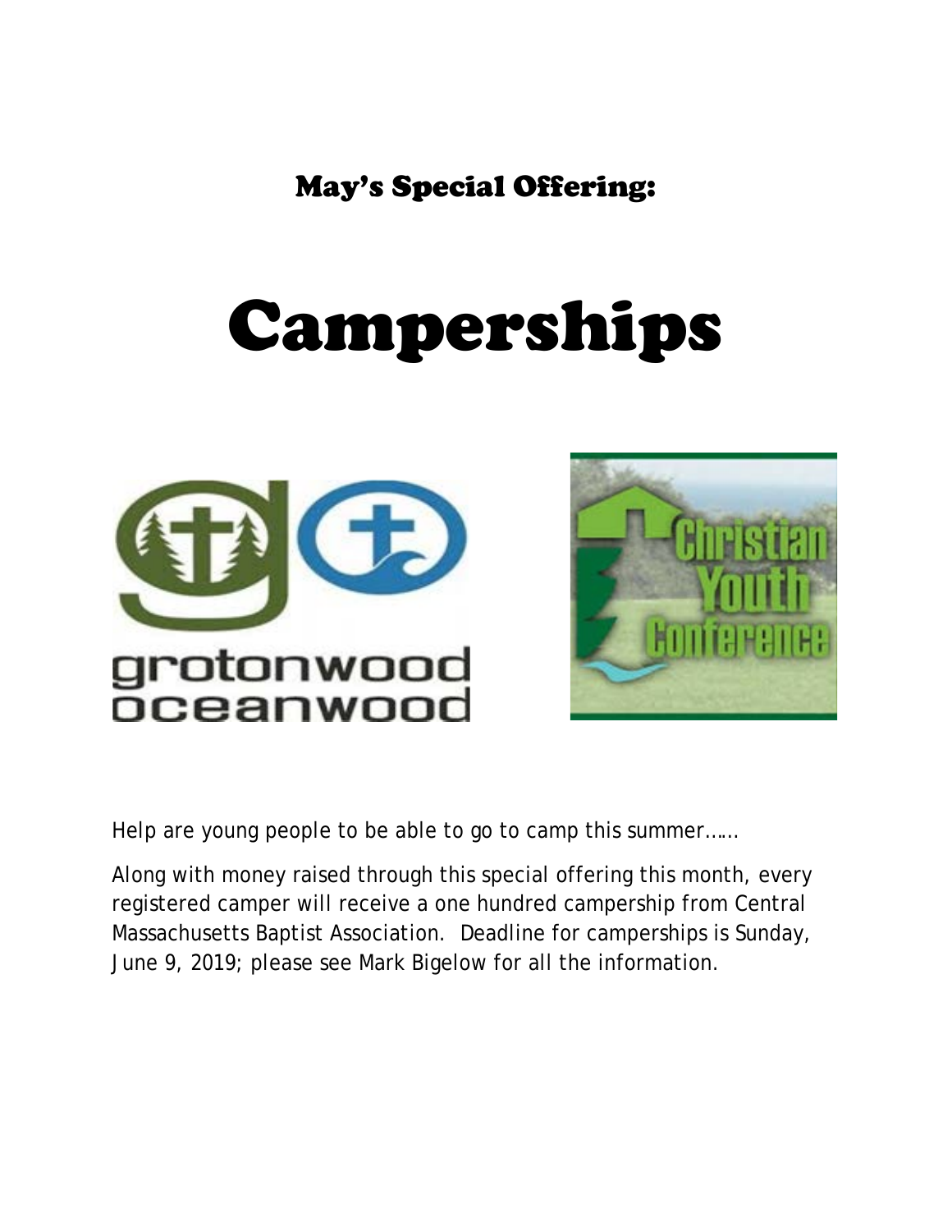## May's Special Offering:

# Camperships

Help are young people to be able to go to camp this summer……

Along with money raised through this special offering this month, every registered camper will receive a one hundred campership from Central Massachusetts Baptist Association. Deadline for camperships is Sunday, June 9, 2019; please see Mark Bigelow for all the information.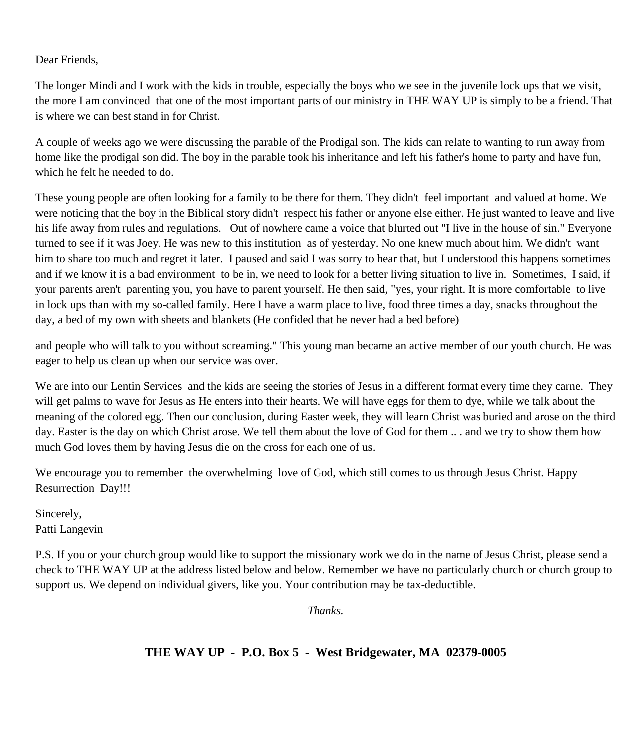Dear Friends,

The longer Mindi and I work with the kids in trouble, especially the boys who we see in the juvenile lock ups that we visit, the more I am convinced that one of the most important parts of our ministry in THE WAY UP is simply to be a friend. That is where we can best stand in for Christ.

A couple of weeks ago we were discussing the parable of the Prodigal son. The kids can relate to wanting to run away from home like the prodigal son did. The boy in the parable took his inheritance and left his father's home to party and have fun, which he felt he needed to do.

These young people are often looking for a family to be there for them. They didn't feel important and valued at home. We were noticing that the boy in the Biblical story didn't respect his father or anyone else either. He just wanted to leave and live his life away from rules and regulations. Out of nowhere came a voice that blurted out "I live in the house of sin." Everyone turned to see if it was Joey. He was new to this institution as of yesterday. No one knew much about him. We didn't want him to share too much and regret it later. I paused and said I was sorry to hear that, but I understood this happens sometimes and if we know it is a bad environment to be in, we need to look for a better living situation to live in. Sometimes, I said, if your parents aren't parenting you, you have to parent yourself. He then said, "yes, your right. It is more comfortable to live in lock ups than with my so-called family. Here I have a warm place to live, food three times a day, snacks throughout the day, a bed of my own with sheets and blankets (He confided that he never had a bed before)

and people who will talk to you without screaming." This young man became an active member of our youth church. He was eager to help us clean up when our service was over.

We are into our Lentin Services and the kids are seeing the stories of Jesus in a different format every time they carne. They will get palms to wave for Jesus as He enters into their hearts. We will have eggs for them to dye, while we talk about the meaning of the colored egg. Then our conclusion, during Easter week, they will learn Christ was buried and arose on the third day. Easter is the day on which Christ arose. We tell them about the love of God for them .. . and we try to show them how much God loves them by having Jesus die on the cross for each one of us.

We encourage you to remember the overwhelming love of God, which still comes to us through Jesus Christ. Happy Resurrection Day!!!

Sincerely,
Patti Langevin

P.S. If you or your church group would like to support the missionary work we do in the name of Jesus Christ, please send a check to THE WAY UP at the address listed below and below. Remember we have no particularly church or church group to support us. We depend on individual givers, like you. Your contribution may be tax-deductible.

*Thanks.*

**THE WAY UP - P.O. Box 5 - West Bridgewater, MA 02379-0005**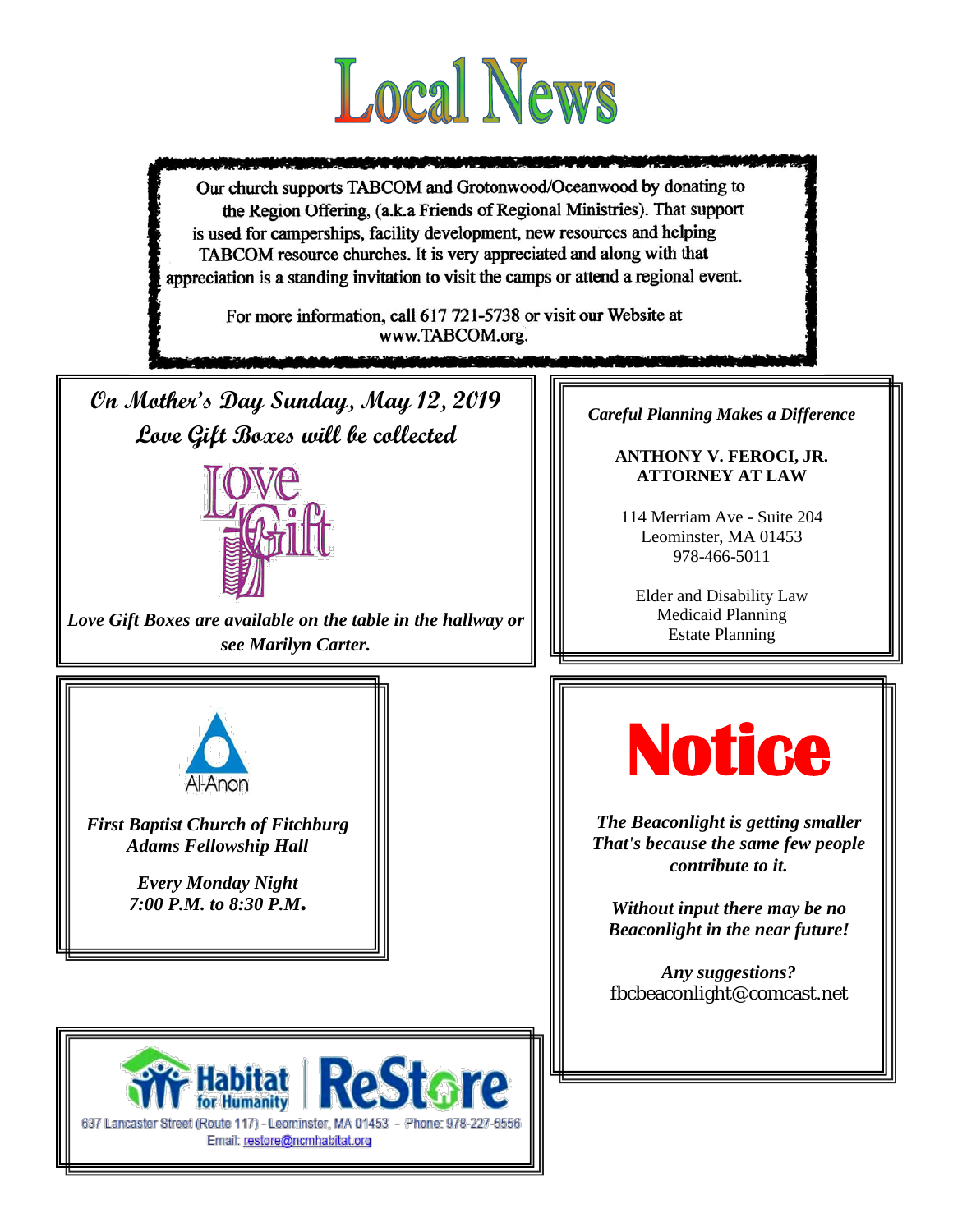# Local News

Our church supports TABCOM and Grotonwood/Oceanwood by donating to the Region Offering, (a.k.a Friends of Regional Ministries). That support is used for camperships, facility development, new resources and helping TABCOM resource churches. It is very appreciated and along with that appreciation is a standing invitation to visit the camps or attend a regional event.

For more information, call 617 721-5738 or visit our Website at www.TABCOM.org.

---

***On Mother's Day Sunday, May 12, 2019***
***Love Gift Boxes will be collected***

Love Gift

***Love Gift Boxes are available on the table in the hallway or see Marilyn Carter.***

---

*Careful Planning Makes a Difference*

**ANTHONY V. FEROCI, JR.**
**ATTORNEY AT LAW**

114 Merriam Ave - Suite 204
Leominster, MA 01453
978-466-5011

Elder and Disability Law
Medicaid Planning
Estate Planning

---

Al-Anon

***First Baptist Church of Fitchburg***
***Adams Fellowship Hall***

***Every Monday Night***
***7:00 P.M. to 8:30 P.M.***

---

# Notice

***The Beaconlight is getting smaller***
***That's because the same few people contribute to it.***

***Without input there may be no Beaconlight in the near future!***

***Any suggestions?***
fbcbeaconlight@comcast.net

---

Habitat for Humanity | ReStore

637 Lancaster Street (Route 117) - Leominster, MA 01453 - Phone: 978-227-5556
Email: restore@ncmhabitat.org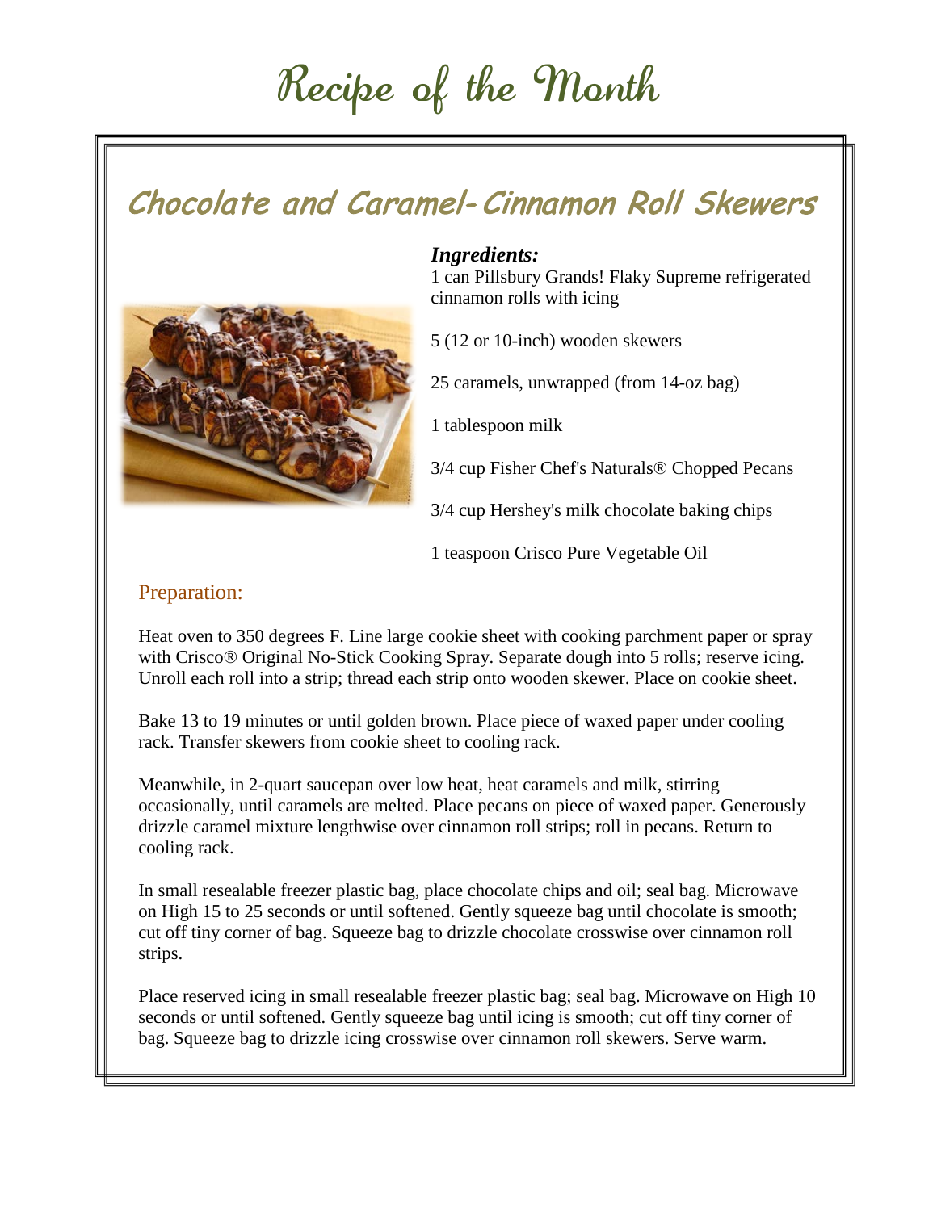# Recipe of the Month

## Chocolate and Caramel-Cinnamon Roll Skewers

***Ingredients:***

1 can Pillsbury Grands! Flaky Supreme refrigerated cinnamon rolls with icing

5 (12 or 10-inch) wooden skewers

25 caramels, unwrapped (from 14-oz bag)

1 tablespoon milk

3/4 cup Fisher Chef's Naturals® Chopped Pecans

3/4 cup Hershey's milk chocolate baking chips

1 teaspoon Crisco Pure Vegetable Oil

### Preparation:

Heat oven to 350 degrees F. Line large cookie sheet with cooking parchment paper or spray with Crisco® Original No-Stick Cooking Spray. Separate dough into 5 rolls; reserve icing. Unroll each roll into a strip; thread each strip onto wooden skewer. Place on cookie sheet.

Bake 13 to 19 minutes or until golden brown. Place piece of waxed paper under cooling rack. Transfer skewers from cookie sheet to cooling rack.

Meanwhile, in 2-quart saucepan over low heat, heat caramels and milk, stirring occasionally, until caramels are melted. Place pecans on piece of waxed paper. Generously drizzle caramel mixture lengthwise over cinnamon roll strips; roll in pecans. Return to cooling rack.

In small resealable freezer plastic bag, place chocolate chips and oil; seal bag. Microwave on High 15 to 25 seconds or until softened. Gently squeeze bag until chocolate is smooth; cut off tiny corner of bag. Squeeze bag to drizzle chocolate crosswise over cinnamon roll strips.

Place reserved icing in small resealable freezer plastic bag; seal bag. Microwave on High 10 seconds or until softened. Gently squeeze bag until icing is smooth; cut off tiny corner of bag. Squeeze bag to drizzle icing crosswise over cinnamon roll skewers. Serve warm.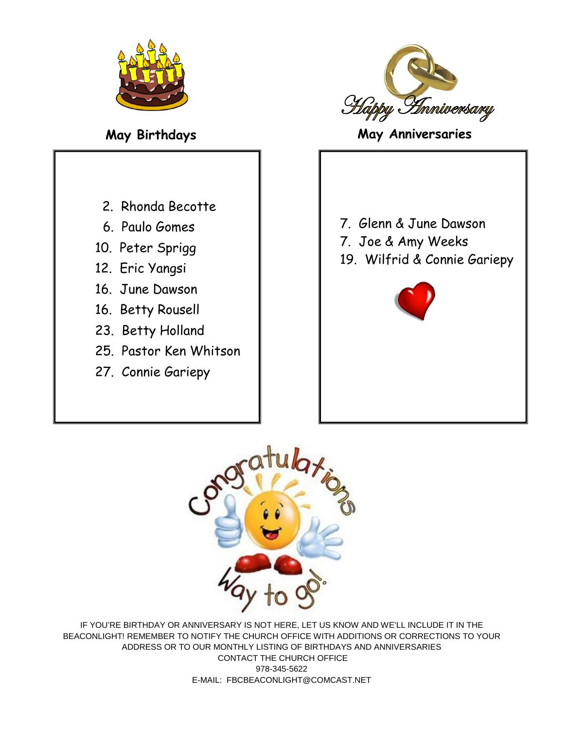## May Birthdays

2. Rhonda Becotte
6. Paulo Gomes
10. Peter Sprigg
12. Eric Yangsi
16. June Dawson
16. Betty Rousell
23. Betty Holland
25. Pastor Ken Whitson
27. Connie Gariepy

## May Anniversaries

7. Glenn & June Dawson
7. Joe & Amy Weeks
19. Wilfrid & Connie Gariepy

IF YOU'RE BIRTHDAY OR ANNIVERSARY IS NOT HERE, LET US KNOW AND WE'LL INCLUDE IT IN THE BEACONLIGHT! REMEMBER TO NOTIFY THE CHURCH OFFICE WITH ADDITIONS OR CORRECTIONS TO YOUR ADDRESS OR TO OUR MONTHLY LISTING OF BIRTHDAYS AND ANNIVERSARIES

CONTACT THE CHURCH OFFICE

978-345-5622

E-MAIL: FBCBEACONLIGHT@COMCAST.NET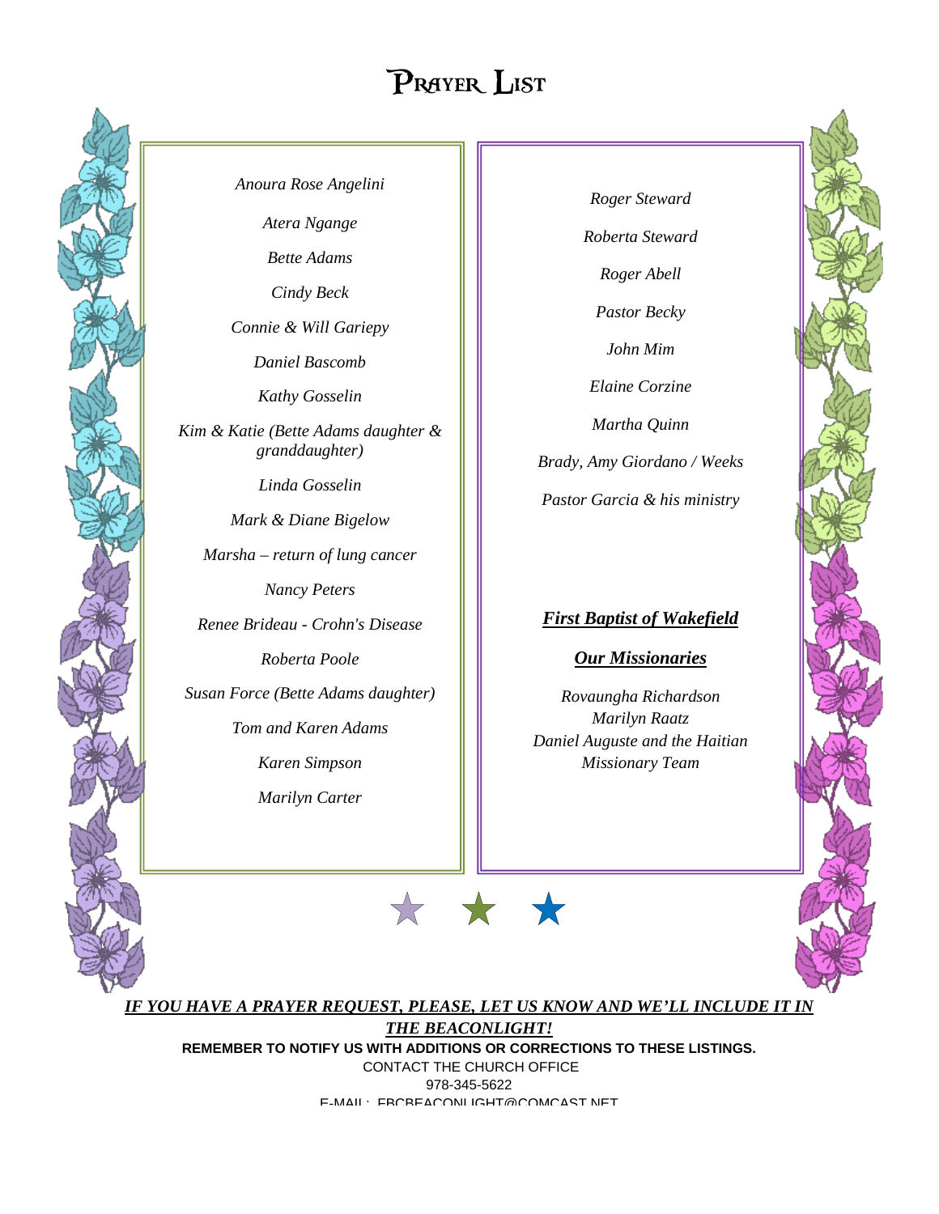# Prayer List

*Anoura Rose Angelini*

*Atera Ngange*

*Bette Adams*

*Cindy Beck*

*Connie & Will Gariepy*

*Daniel Bascomb*

*Kathy Gosselin*

*Kim & Katie (Bette Adams daughter & granddaughter)*

*Linda Gosselin*

*Mark & Diane Bigelow*

*Marsha – return of lung cancer*

*Nancy Peters*

*Renee Brideau - Crohn's Disease*

*Roberta Poole*

*Susan Force (Bette Adams daughter)*

*Tom and Karen Adams*

*Karen Simpson*

*Marilyn Carter*

*Roger Steward*

*Roberta Steward*

*Roger Abell*

*Pastor Becky*

*John Mim*

*Elaine Corzine*

*Martha Quinn*

*Brady, Amy Giordano / Weeks*

*Pastor Garcia & his ministry*

***First Baptist of Wakefield***

***Our Missionaries***

*Rovaungha Richardson*
*Marilyn Raatz*
*Daniel Auguste and the Haitian Missionary Team*

***IF YOU HAVE A PRAYER REQUEST, PLEASE, LET US KNOW AND WE'LL INCLUDE IT IN THE BEACONLIGHT!***

**REMEMBER TO NOTIFY US WITH ADDITIONS OR CORRECTIONS TO THESE LISTINGS.**

CONTACT THE CHURCH OFFICE

978-345-5622

E-MAIL: FBCBEACONLIGHT@COMCAST.NET